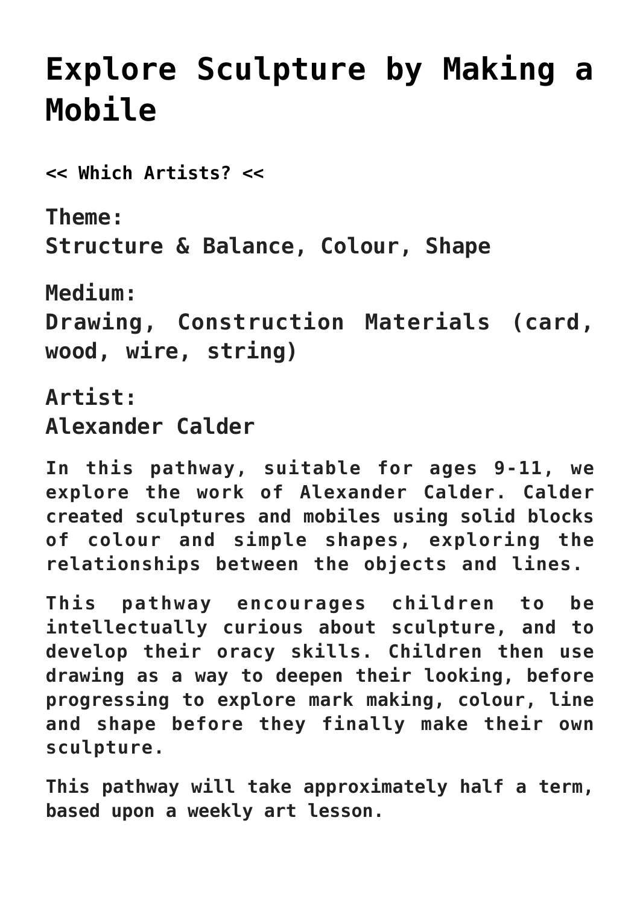# Explore Sculpture by Making a Mobile

**<< Which Artists? <<**

**Theme:**
**Structure & Balance, Colour, Shape**

**Medium:**
**Drawing, Construction Materials (card, wood, wire, string)**

**Artist:**
**Alexander Calder**

**In this pathway, suitable for ages 9-11, we explore the work of Alexander Calder. Calder created sculptures and mobiles using solid blocks of colour and simple shapes, exploring the relationships between the objects and lines.**

**This pathway encourages children to be intellectually curious about sculpture, and to develop their oracy skills. Children then use drawing as a way to deepen their looking, before progressing to explore mark making, colour, line and shape before they finally make their own sculpture.**

**This pathway will take approximately half a term, based upon a weekly art lesson.**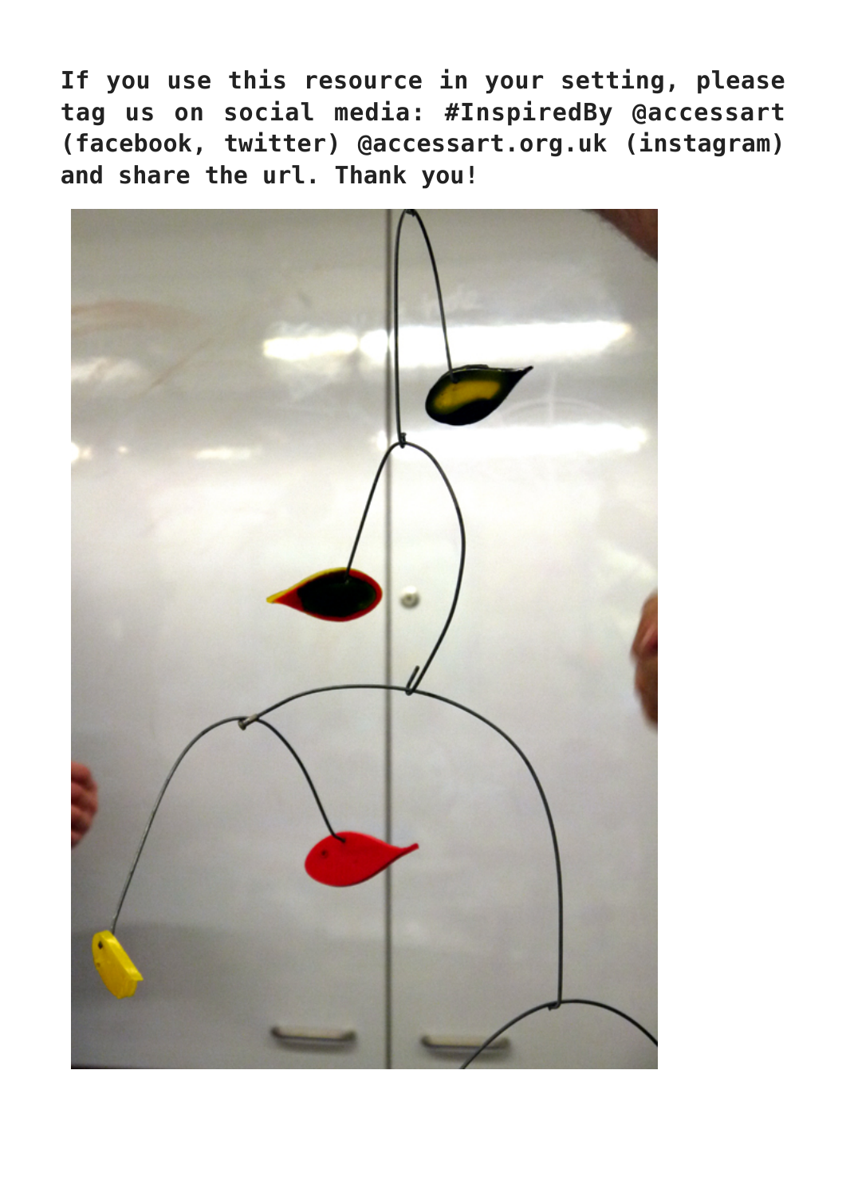**If you use this resource in your setting, please tag us on social media: #InspiredBy @accessart (facebook, twitter) @accessart.org.uk (instagram) and share the url. Thank you!**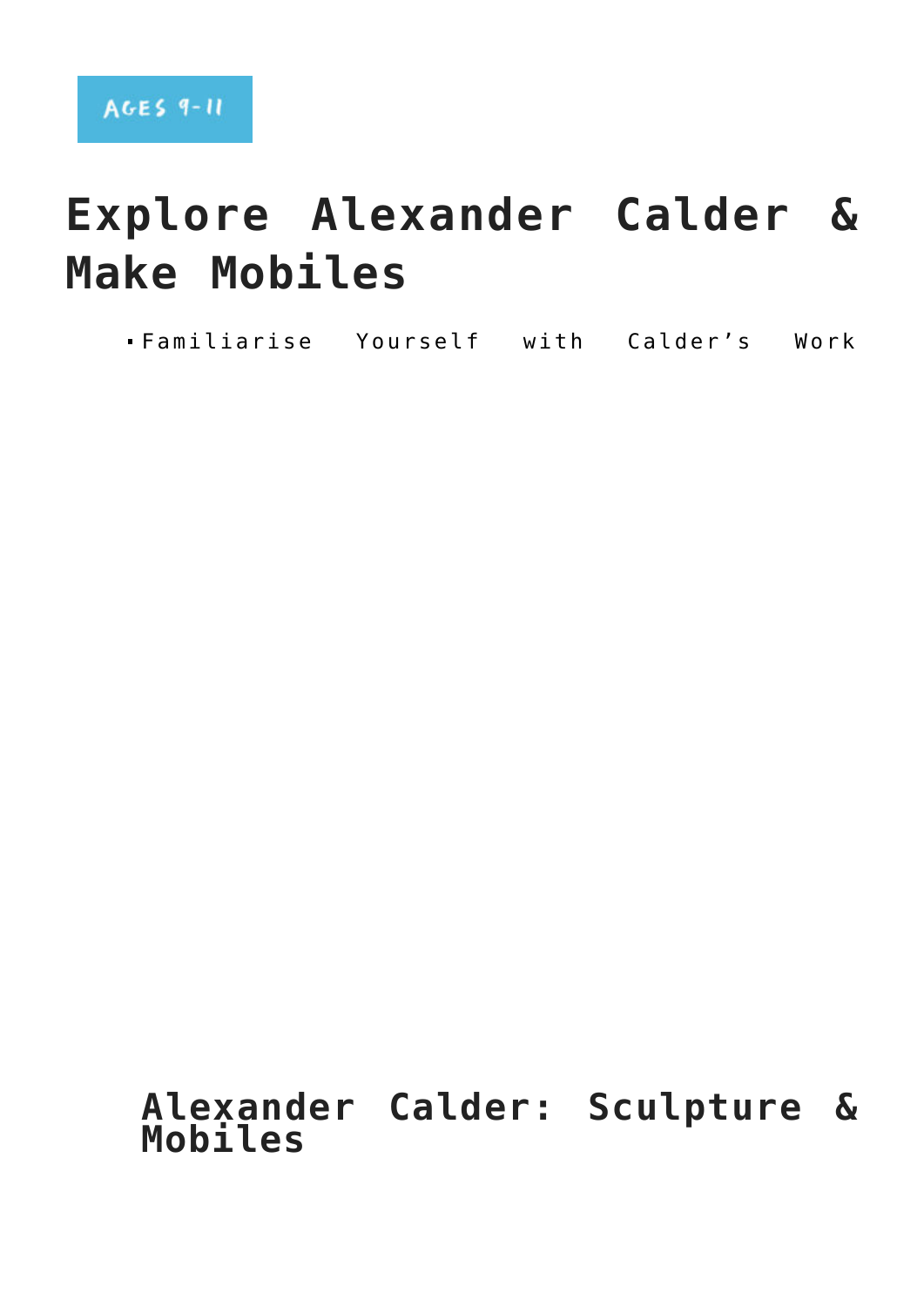AGES 9-11

# Explore Alexander Calder & Make Mobiles

- Familiarise Yourself with Calder's Work

## Alexander Calder: Sculpture & Mobiles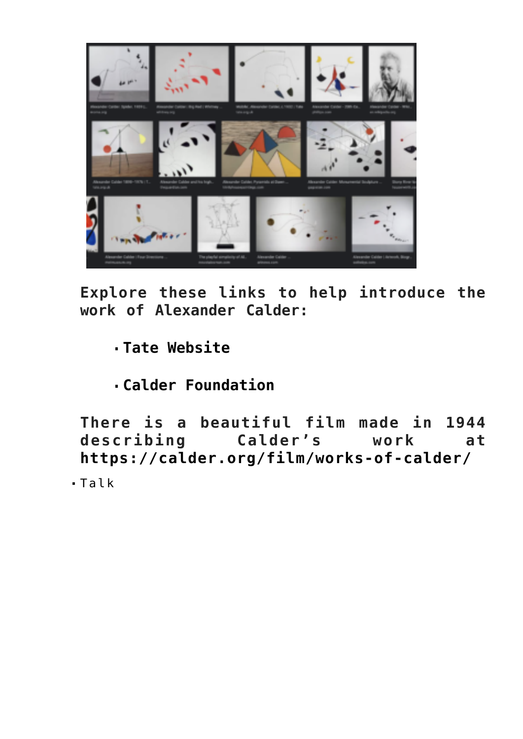**Explore these links to help introduce the work of Alexander Calder:**

- **Tate Website**
- **Calder Foundation**

**There is a beautiful film made in 1944 describing Calder's work at https://calder.org/film/works-of-calder/**

- Talk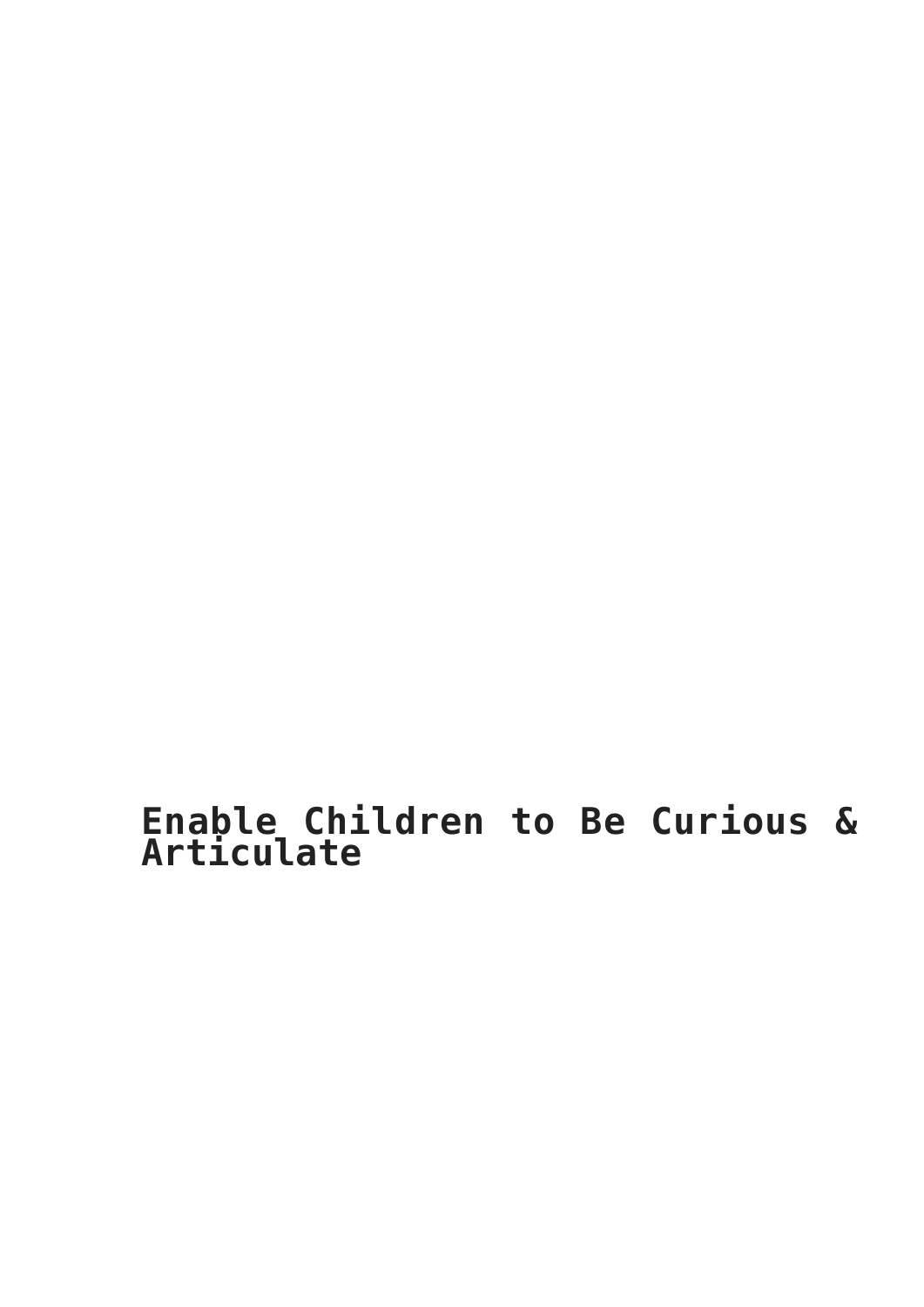# Enable Children to Be Curious & Articulate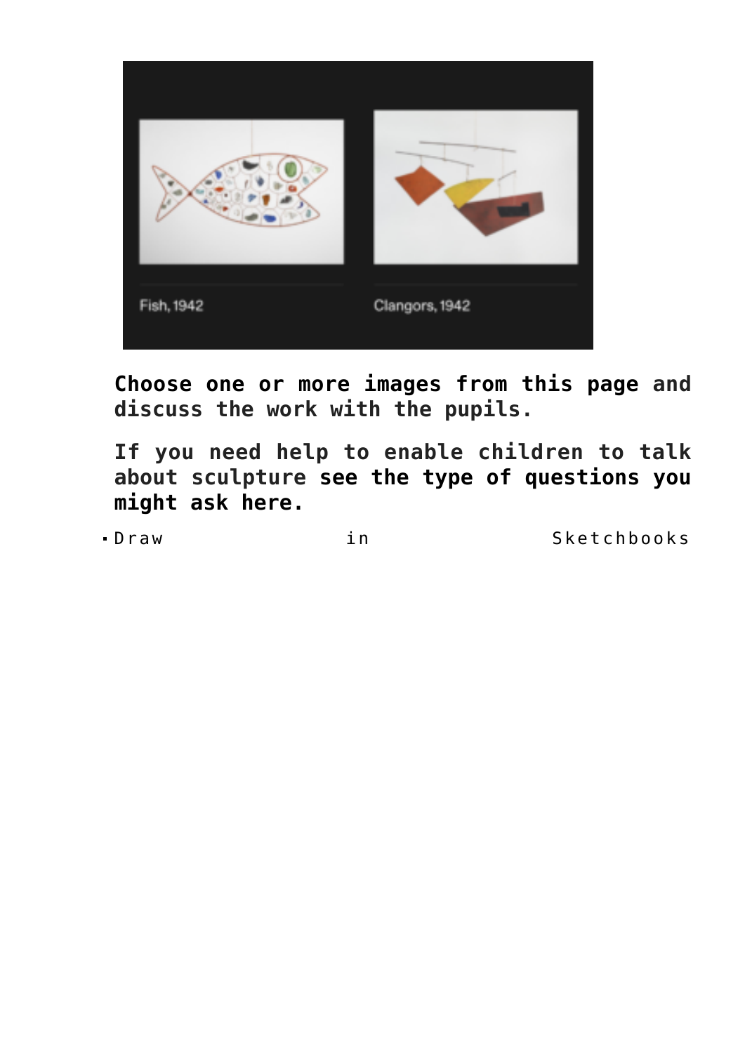Fish, 1942

Clangors, 1942

**Choose one or more images from this page and discuss the work with the pupils.**

**If you need help to enable children to talk about sculpture see the type of questions you might ask here.**

- Draw in Sketchbooks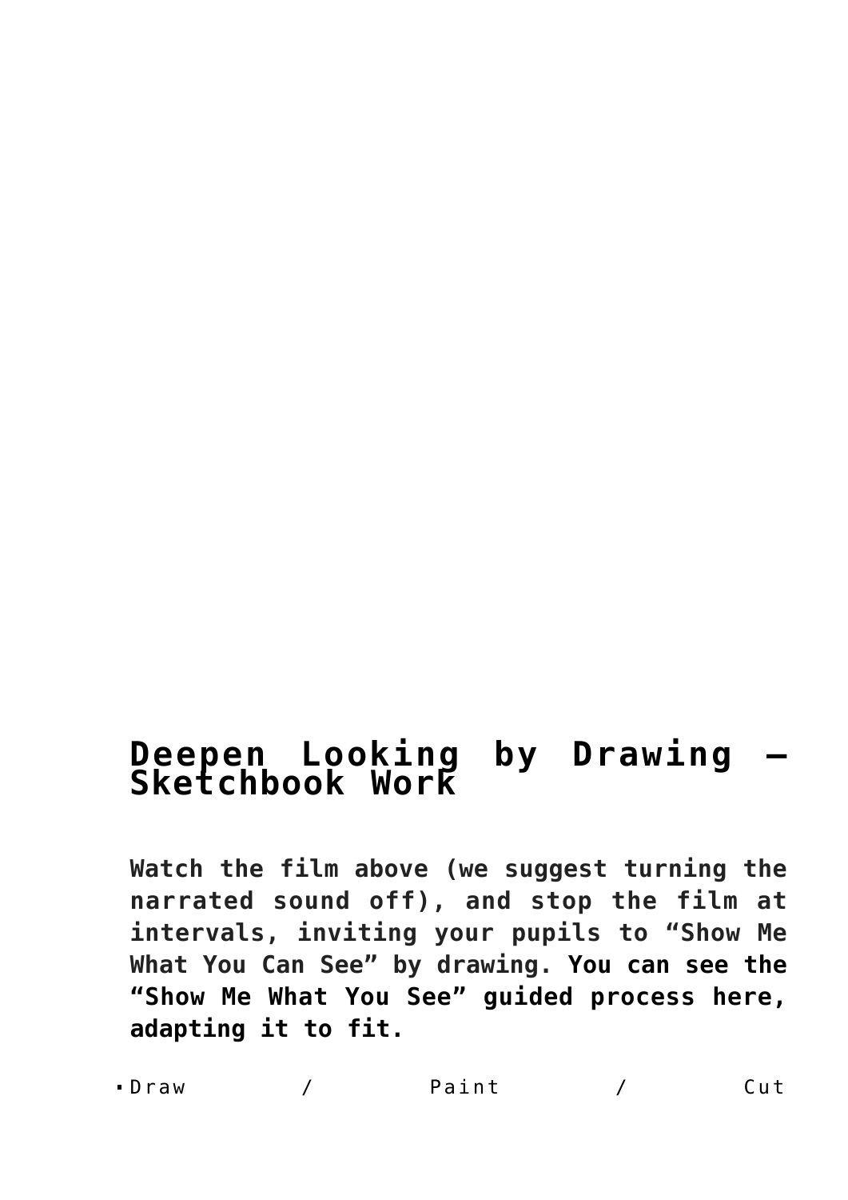# Deepen Looking by Drawing – Sketchbook Work

**Watch the film above (we suggest turning the narrated sound off), and stop the film at intervals, inviting your pupils to "Show Me What You Can See" by drawing. You can see the "Show Me What You See" guided process here, adapting it to fit.**

- Draw / Paint / Cut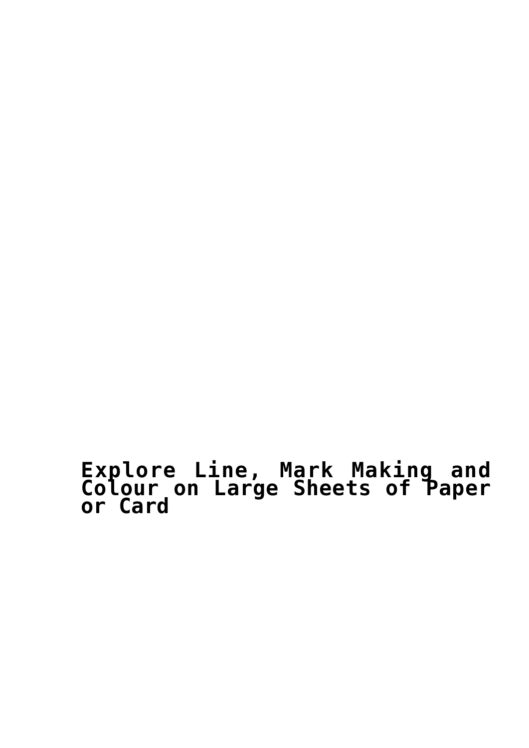# Explore Line, Mark Making and Colour on Large Sheets of Paper or Card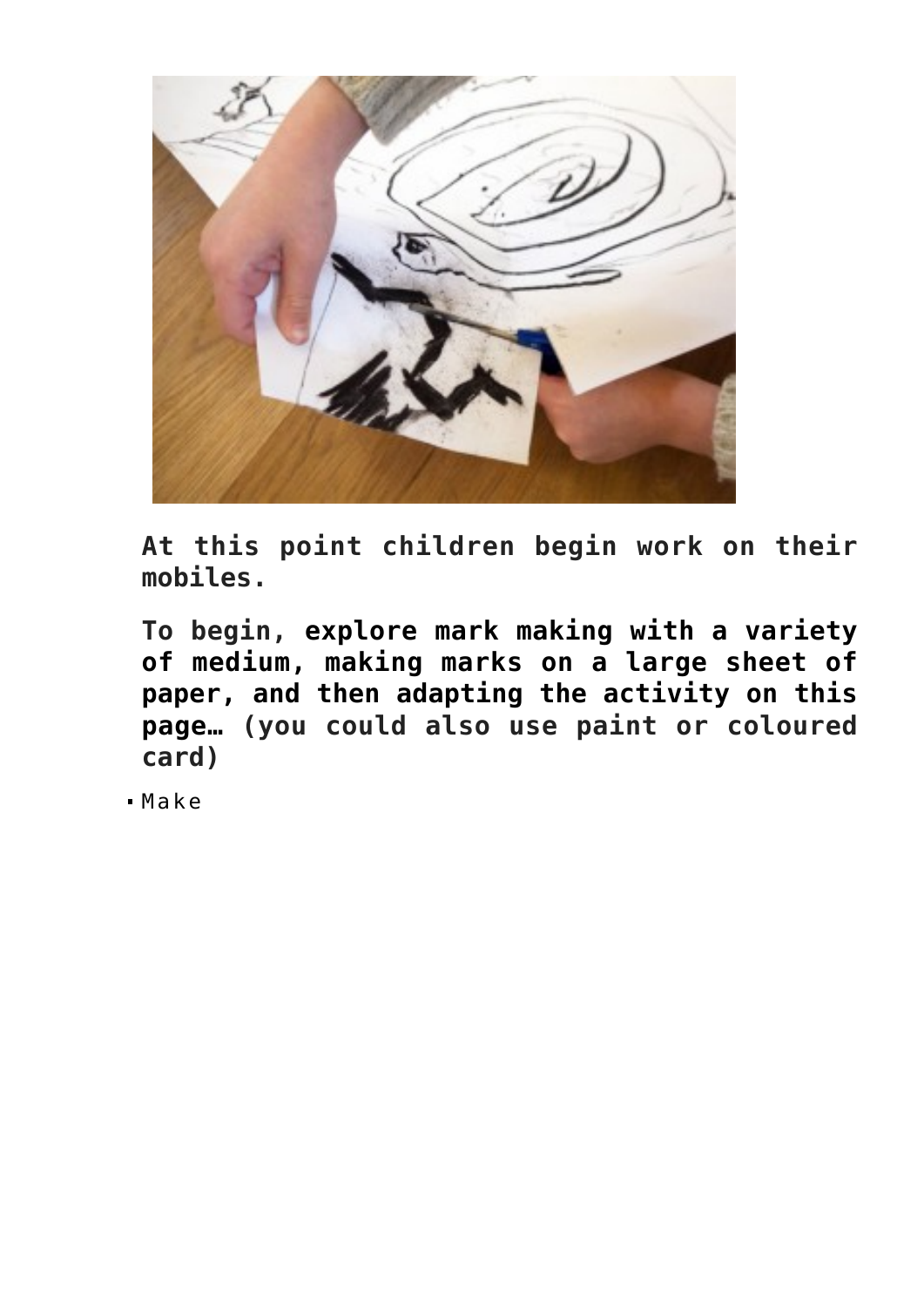**At this point children begin work on their mobiles.**

**To begin, explore mark making with a variety of medium, making marks on a large sheet of paper, and then adapting the activity on this page… (you could also use paint or coloured card)**

- Make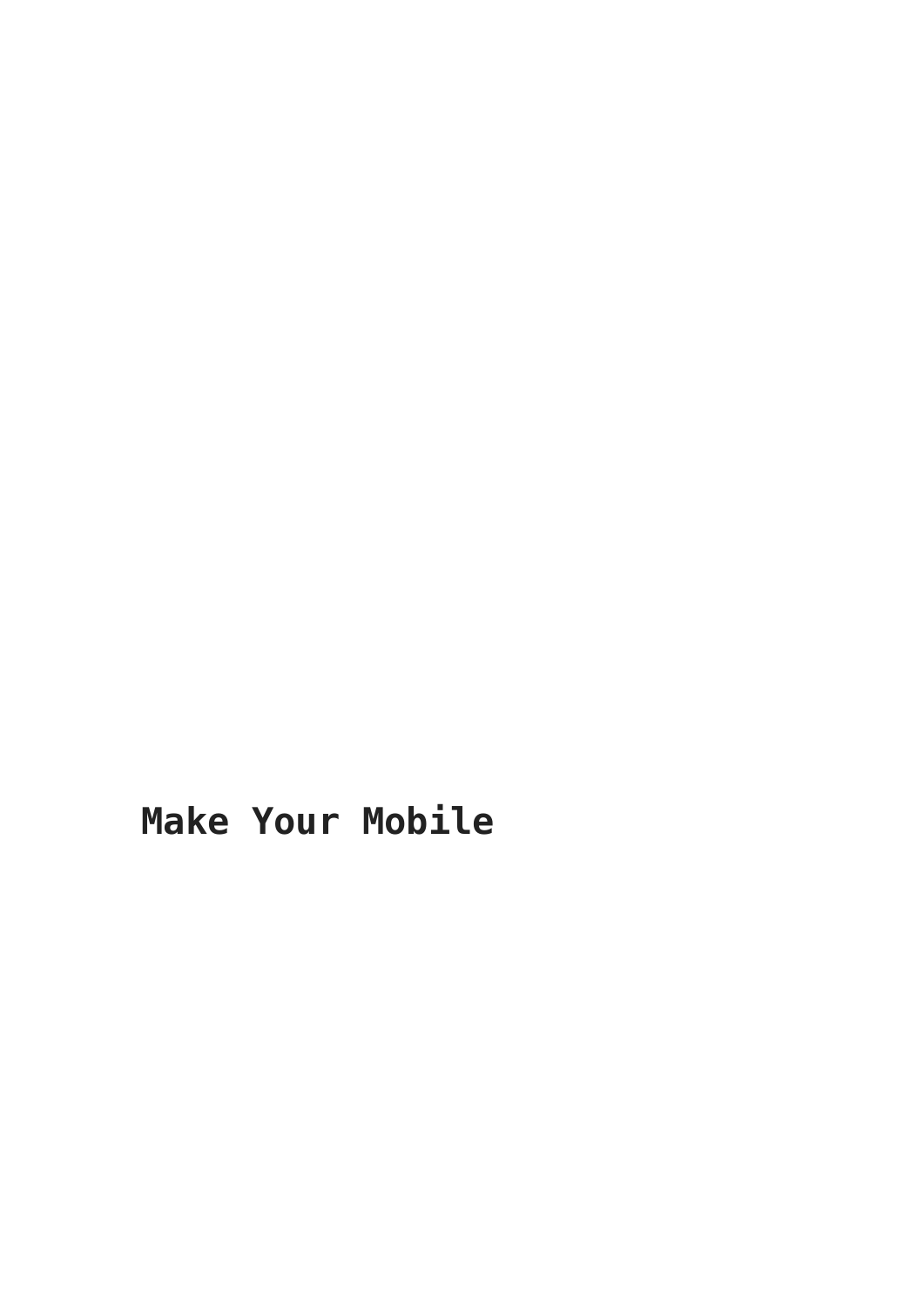**Make Your Mobile**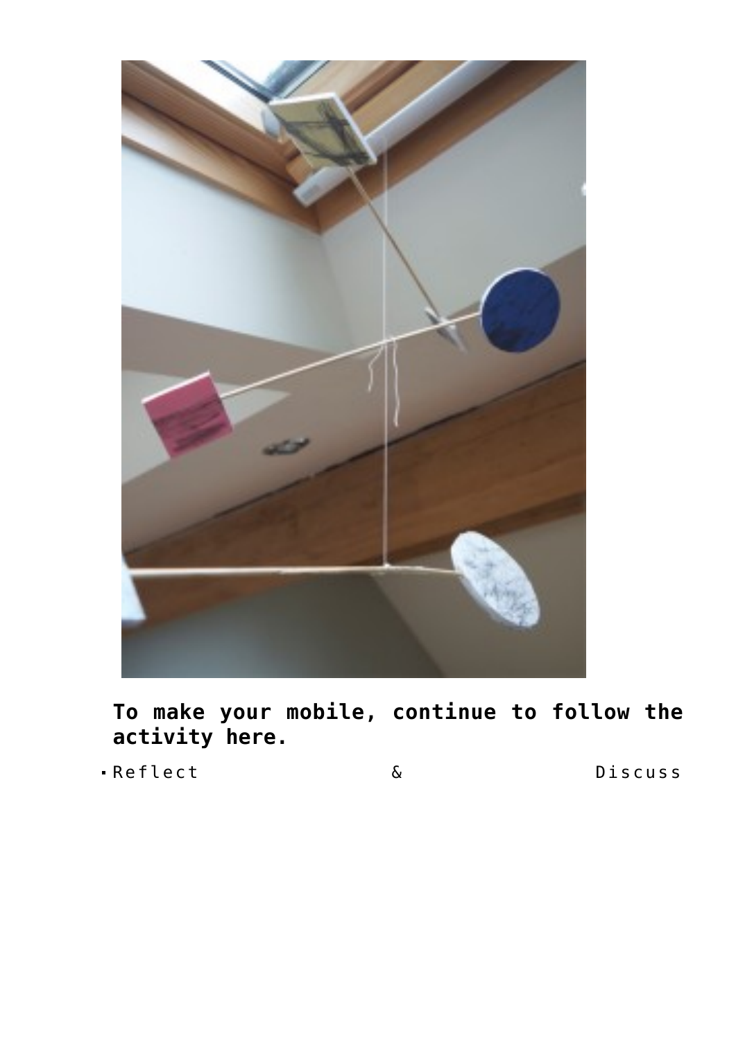**To make your mobile, continue to follow the activity here.**

- Reflect & Discuss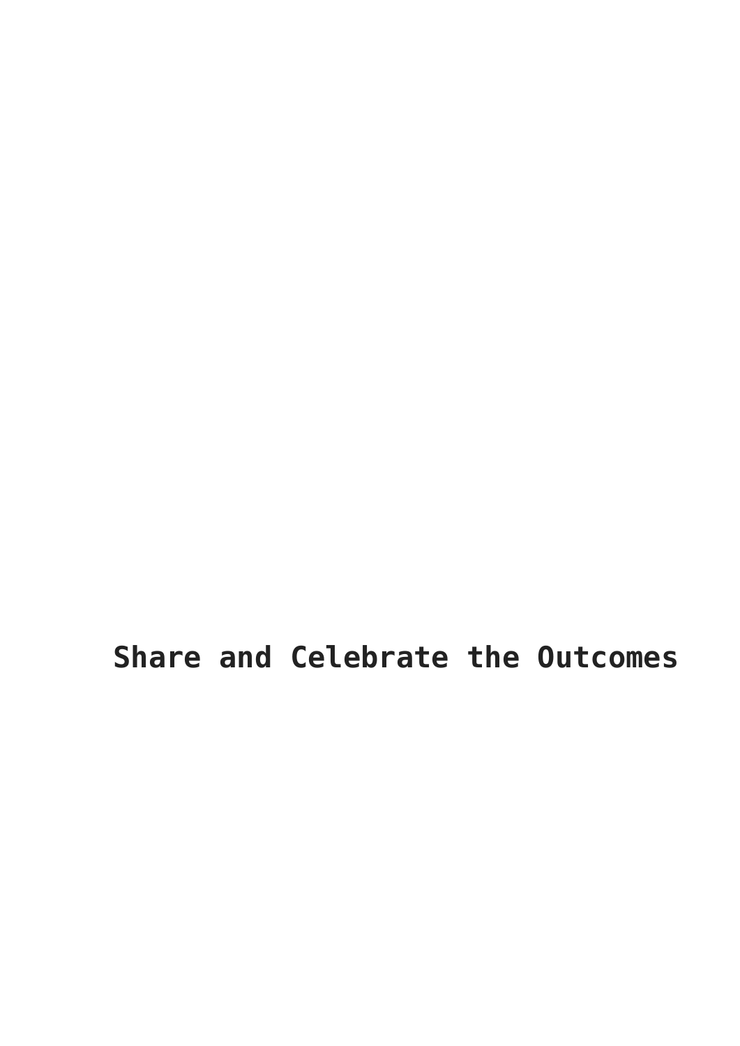# Share and Celebrate the Outcomes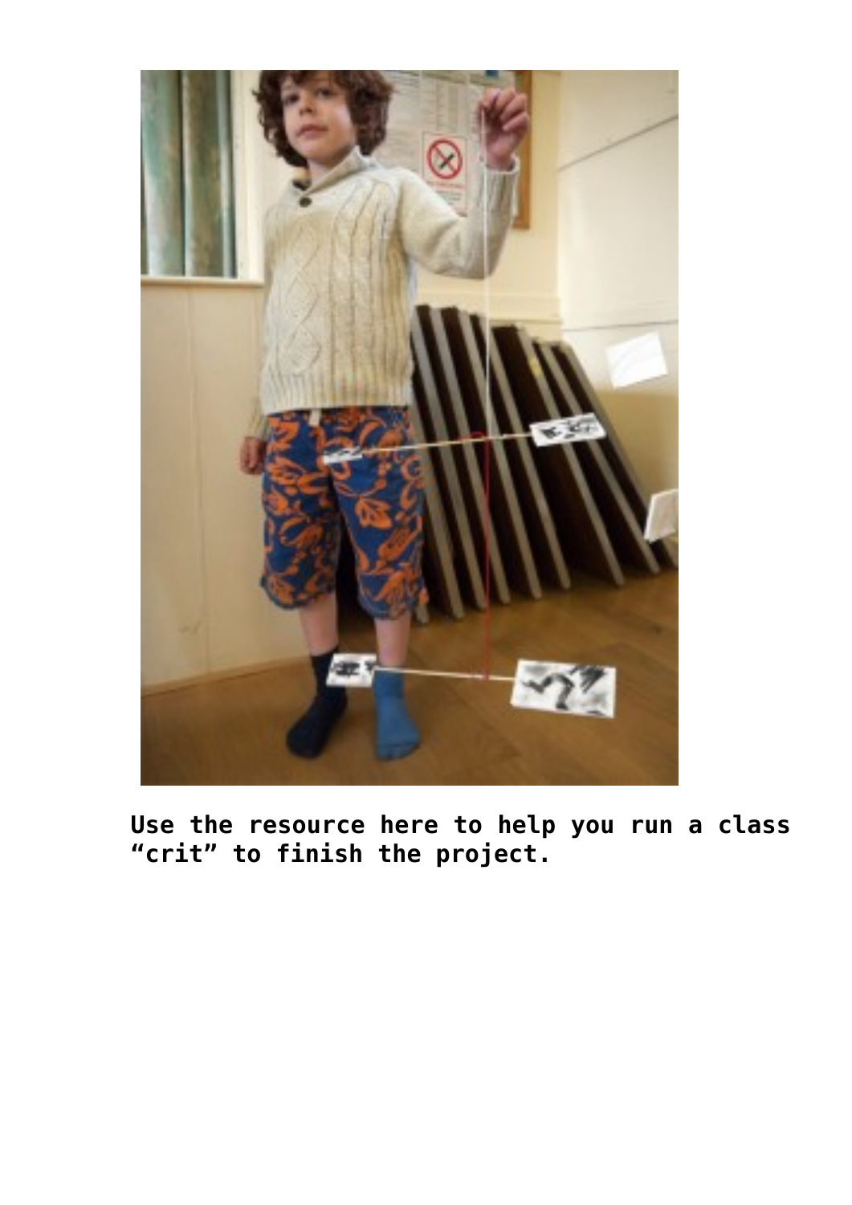**Use the resource here to help you run a class "crit" to finish the project.**